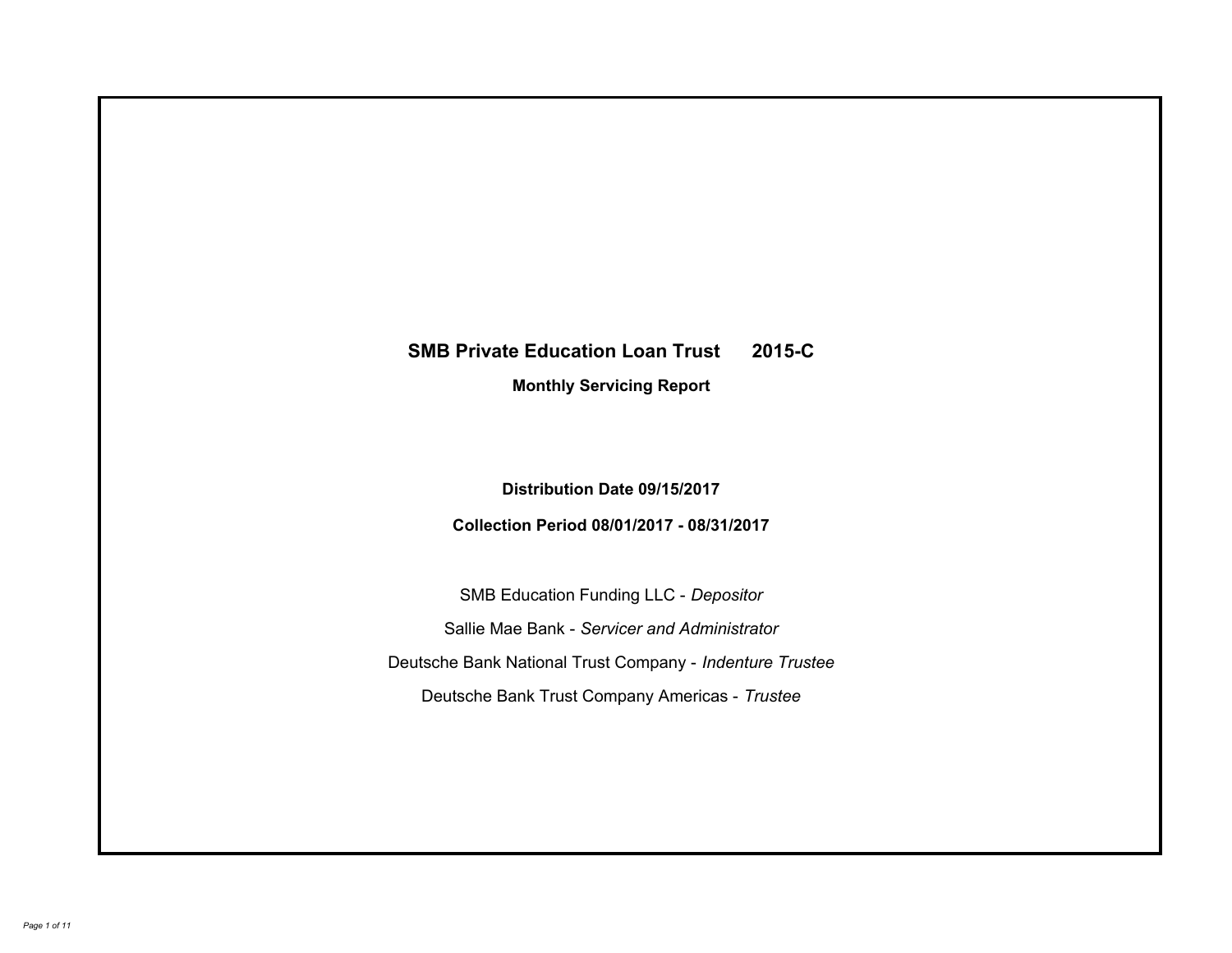# SMB Private Education Loan Trust 2015-C

## Monthly Servicing Report

**Distribution Date 09/15/2017**

**Collection Period 08/01/2017 - 08/31/2017**

SMB Education Funding LLC - *Depositor*

Sallie Mae Bank - *Servicer and Administrator*

Deutsche Bank National Trust Company - *Indenture Trustee*

Deutsche Bank Trust Company Americas - *Trustee*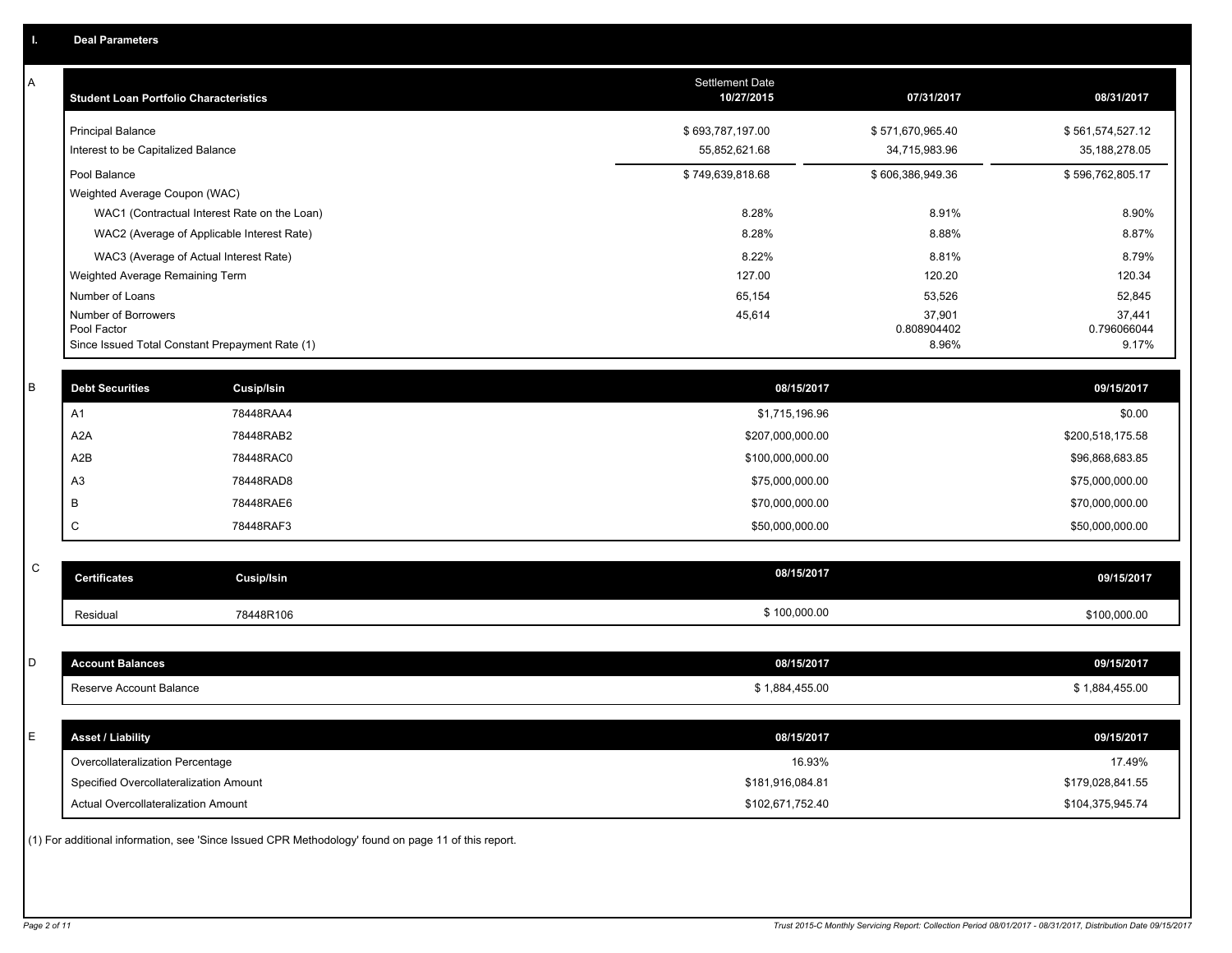## I. Deal Parameters

### A

| Student Loan Portfolio Characteristics | Settlement Date 10/27/2015 | 07/31/2017 | 08/31/2017 |
|---|---|---|---|
| Principal Balance | $ 693,787,197.00 | $ 571,670,965.40 | $ 561,574,527.12 |
| Interest to be Capitalized Balance | 55,852,621.68 | 34,715,983.96 | 35,188,278.05 |
| Pool Balance | $ 749,639,818.68 | $ 606,386,949.36 | $ 596,762,805.17 |
| Weighted Average Coupon (WAC) | | | |
| WAC1 (Contractual Interest Rate on the Loan) | 8.28% | 8.91% | 8.90% |
| WAC2 (Average of Applicable Interest Rate) | 8.28% | 8.88% | 8.87% |
| WAC3 (Average of Actual Interest Rate) | 8.22% | 8.81% | 8.79% |
| Weighted Average Remaining Term | 127.00 | 120.20 | 120.34 |
| Number of Loans | 65,154 | 53,526 | 52,845 |
| Number of Borrowers | 45,614 | 37,901 | 37,441 |
| Pool Factor | | 0.808904402 | 0.796066044 |
| Since Issued Total Constant Prepayment Rate (1) | | 8.96% | 9.17% |

### B

| Debt Securities | Cusip/Isin | 08/15/2017 | 09/15/2017 |
|---|---|---|---|
| A1 | 78448RAA4 | $1,715,196.96 | $0.00 |
| A2A | 78448RAB2 | $207,000,000.00 | $200,518,175.58 |
| A2B | 78448RAC0 | $100,000,000.00 | $96,868,683.85 |
| A3 | 78448RAD8 | $75,000,000.00 | $75,000,000.00 |
| B | 78448RAE6 | $70,000,000.00 | $70,000,000.00 |
| C | 78448RAF3 | $50,000,000.00 | $50,000,000.00 |

### C

| Certificates | Cusip/Isin | 08/15/2017 | 09/15/2017 |
|---|---|---|---|
| Residual | 78448R106 | $ 100,000.00 | $100,000.00 |

### D

| Account Balances | 08/15/2017 | 09/15/2017 |
|---|---|---|
| Reserve Account Balance | $ 1,884,455.00 | $ 1,884,455.00 |

### E

| Asset / Liability | 08/15/2017 | 09/15/2017 |
|---|---|---|
| Overcollateralization Percentage | 16.93% | 17.49% |
| Specified Overcollateralization Amount | $181,916,084.81 | $179,028,841.55 |
| Actual Overcollateralization Amount | $102,671,752.40 | $104,375,945.74 |

(1) For additional information, see 'Since Issued CPR Methodology' found on page 11 of this report.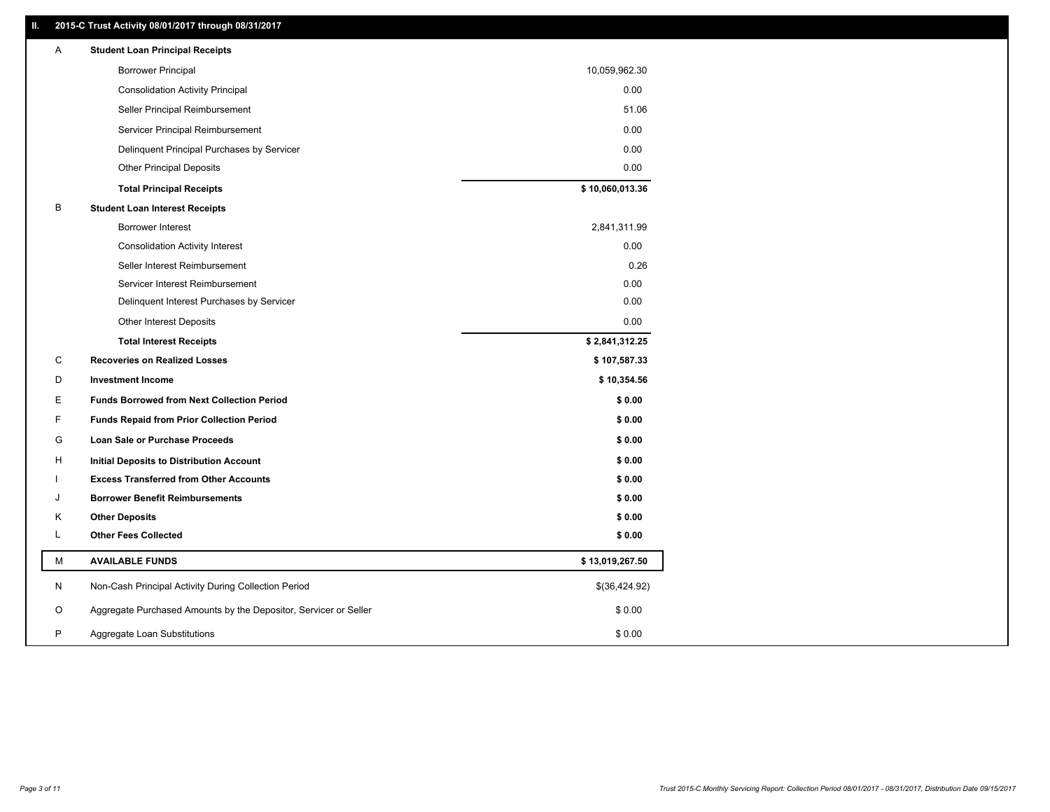## II. 2015-C Trust Activity 08/01/2017 through 08/31/2017

| | | |
|---|---|---|
| A | **Student Loan Principal Receipts** | |
| | Borrower Principal | 10,059,962.30 |
| | Consolidation Activity Principal | 0.00 |
| | Seller Principal Reimbursement | 51.06 |
| | Servicer Principal Reimbursement | 0.00 |
| | Delinquent Principal Purchases by Servicer | 0.00 |
| | Other Principal Deposits | 0.00 |
| | **Total Principal Receipts** | **$ 10,060,013.36** |
| B | **Student Loan Interest Receipts** | |
| | Borrower Interest | 2,841,311.99 |
| | Consolidation Activity Interest | 0.00 |
| | Seller Interest Reimbursement | 0.26 |
| | Servicer Interest Reimbursement | 0.00 |
| | Delinquent Interest Purchases by Servicer | 0.00 |
| | Other Interest Deposits | 0.00 |
| | **Total Interest Receipts** | **$ 2,841,312.25** |
| C | **Recoveries on Realized Losses** | **$ 107,587.33** |
| D | **Investment Income** | **$ 10,354.56** |
| E | **Funds Borrowed from Next Collection Period** | **$ 0.00** |
| F | **Funds Repaid from Prior Collection Period** | **$ 0.00** |
| G | **Loan Sale or Purchase Proceeds** | **$ 0.00** |
| H | **Initial Deposits to Distribution Account** | **$ 0.00** |
| I | **Excess Transferred from Other Accounts** | **$ 0.00** |
| J | **Borrower Benefit Reimbursements** | **$ 0.00** |
| K | **Other Deposits** | **$ 0.00** |
| L | **Other Fees Collected** | **$ 0.00** |
| M | **AVAILABLE FUNDS** | **$ 13,019,267.50** |
| N | Non-Cash Principal Activity During Collection Period | $(36,424.92) |
| O | Aggregate Purchased Amounts by the Depositor, Servicer or Seller | $ 0.00 |
| P | Aggregate Loan Substitutions | $ 0.00 |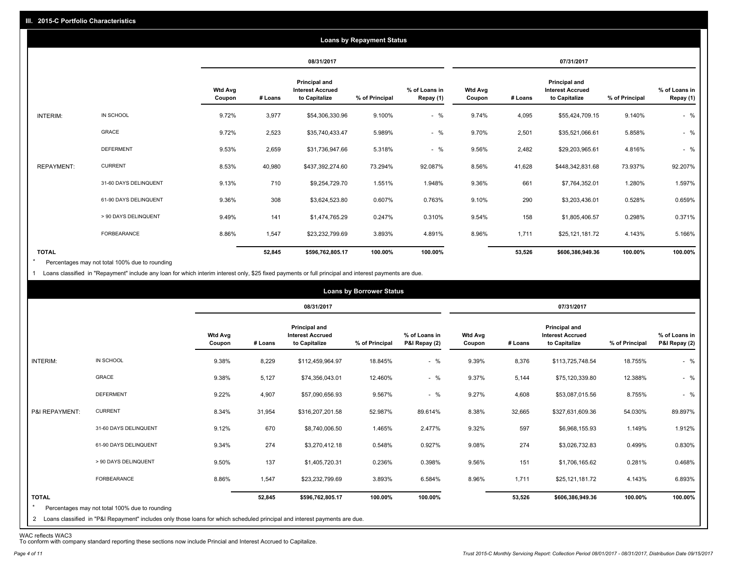## III. 2015-C Portfolio Characteristics

### Loans by Repayment Status

| | | 08/31/2017 | | | | | 07/31/2017 | | | | |
|---|---|---|---|---|---|---|---|---|---|---|---|
| | | Wtd Avg Coupon | # Loans | Principal and Interest Accrued to Capitalize | % of Principal | % of Loans in Repay (1) | Wtd Avg Coupon | # Loans | Principal and Interest Accrued to Capitalize | % of Principal | % of Loans in Repay (1) |
| INTERIM: | IN SCHOOL | 9.72% | 3,977 | $54,306,330.96 | 9.100% | - % | 9.74% | 4,095 | $55,424,709.15 | 9.140% | - % |
| | GRACE | 9.72% | 2,523 | $35,740,433.47 | 5.989% | - % | 9.70% | 2,501 | $35,521,066.61 | 5.858% | - % |
| | DEFERMENT | 9.53% | 2,659 | $31,736,947.66 | 5.318% | - % | 9.56% | 2,482 | $29,203,965.61 | 4.816% | - % |
| REPAYMENT: | CURRENT | 8.53% | 40,980 | $437,392,274.60 | 73.294% | 92.087% | 8.56% | 41,628 | $448,342,831.68 | 73.937% | 92.207% |
| | 31-60 DAYS DELINQUENT | 9.13% | 710 | $9,254,729.70 | 1.551% | 1.948% | 9.36% | 661 | $7,764,352.01 | 1.280% | 1.597% |
| | 61-90 DAYS DELINQUENT | 9.36% | 308 | $3,624,523.80 | 0.607% | 0.763% | 9.10% | 290 | $3,203,436.01 | 0.528% | 0.659% |
| | > 90 DAYS DELINQUENT | 9.49% | 141 | $1,474,765.29 | 0.247% | 0.310% | 9.54% | 158 | $1,805,406.57 | 0.298% | 0.371% |
| | FORBEARANCE | 8.86% | 1,547 | $23,232,799.69 | 3.893% | 4.891% | 8.96% | 1,711 | $25,121,181.72 | 4.143% | 5.166% |
| TOTAL | | | 52,845 | $596,762,805.17 | 100.00% | 100.00% | | 53,526 | $606,386,949.36 | 100.00% | 100.00% |

* Percentages may not total 100% due to rounding

1 Loans classified in "Repayment" include any loan for which interim interest only, $25 fixed payments or full principal and interest payments are due.

### Loans by Borrower Status

| | | 08/31/2017 | | | | | 07/31/2017 | | | | |
|---|---|---|---|---|---|---|---|---|---|---|---|
| | | Wtd Avg Coupon | # Loans | Principal and Interest Accrued to Capitalize | % of Principal | % of Loans in P&I Repay (2) | Wtd Avg Coupon | # Loans | Principal and Interest Accrued to Capitalize | % of Principal | % of Loans in P&I Repay (2) |
| INTERIM: | IN SCHOOL | 9.38% | 8,229 | $112,459,964.97 | 18.845% | - % | 9.39% | 8,376 | $113,725,748.54 | 18.755% | - % |
| | GRACE | 9.38% | 5,127 | $74,356,043.01 | 12.460% | - % | 9.37% | 5,144 | $75,120,339.80 | 12.388% | - % |
| | DEFERMENT | 9.22% | 4,907 | $57,090,656.93 | 9.567% | - % | 9.27% | 4,608 | $53,087,015.56 | 8.755% | - % |
| P&I REPAYMENT: | CURRENT | 8.34% | 31,954 | $316,207,201.58 | 52.987% | 89.614% | 8.38% | 32,665 | $327,631,609.36 | 54.030% | 89.897% |
| | 31-60 DAYS DELINQUENT | 9.12% | 670 | $8,740,006.50 | 1.465% | 2.477% | 9.32% | 597 | $6,968,155.93 | 1.149% | 1.912% |
| | 61-90 DAYS DELINQUENT | 9.34% | 274 | $3,270,412.18 | 0.548% | 0.927% | 9.08% | 274 | $3,026,732.83 | 0.499% | 0.830% |
| | > 90 DAYS DELINQUENT | 9.50% | 137 | $1,405,720.31 | 0.236% | 0.398% | 9.56% | 151 | $1,706,165.62 | 0.281% | 0.468% |
| | FORBEARANCE | 8.86% | 1,547 | $23,232,799.69 | 3.893% | 6.584% | 8.96% | 1,711 | $25,121,181.72 | 4.143% | 6.893% |
| TOTAL | | | 52,845 | $596,762,805.17 | 100.00% | 100.00% | | 53,526 | $606,386,949.36 | 100.00% | 100.00% |

* Percentages may not total 100% due to rounding

2 Loans classified in "P&I Repayment" includes only those loans for which scheduled principal and interest payments are due.

WAC reflects WAC3

To conform with company standard reporting these sections now include Princial and Interest Accrued to Capitalize.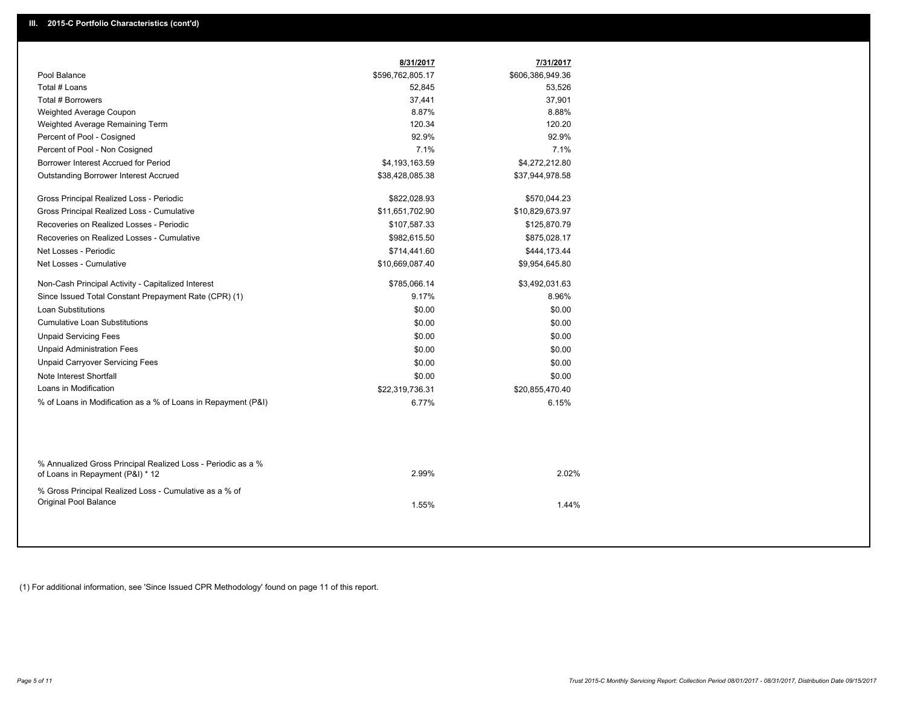## III. 2015-C Portfolio Characteristics (cont'd)

| | 8/31/2017 | 7/31/2017 |
|---|---|---|
| Pool Balance | $596,762,805.17 | $606,386,949.36 |
| Total # Loans | 52,845 | 53,526 |
| Total # Borrowers | 37,441 | 37,901 |
| Weighted Average Coupon | 8.87% | 8.88% |
| Weighted Average Remaining Term | 120.34 | 120.20 |
| Percent of Pool - Cosigned | 92.9% | 92.9% |
| Percent of Pool - Non Cosigned | 7.1% | 7.1% |
| Borrower Interest Accrued for Period | $4,193,163.59 | $4,272,212.80 |
| Outstanding Borrower Interest Accrued | $38,428,085.38 | $37,944,978.58 |
| Gross Principal Realized Loss - Periodic | $822,028.93 | $570,044.23 |
| Gross Principal Realized Loss - Cumulative | $11,651,702.90 | $10,829,673.97 |
| Recoveries on Realized Losses - Periodic | $107,587.33 | $125,870.79 |
| Recoveries on Realized Losses - Cumulative | $982,615.50 | $875,028.17 |
| Net Losses - Periodic | $714,441.60 | $444,173.44 |
| Net Losses - Cumulative | $10,669,087.40 | $9,954,645.80 |
| Non-Cash Principal Activity - Capitalized Interest | $785,066.14 | $3,492,031.63 |
| Since Issued Total Constant Prepayment Rate (CPR) (1) | 9.17% | 8.96% |
| Loan Substitutions | $0.00 | $0.00 |
| Cumulative Loan Substitutions | $0.00 | $0.00 |
| Unpaid Servicing Fees | $0.00 | $0.00 |
| Unpaid Administration Fees | $0.00 | $0.00 |
| Unpaid Carryover Servicing Fees | $0.00 | $0.00 |
| Note Interest Shortfall | $0.00 | $0.00 |
| Loans in Modification | $22,319,736.31 | $20,855,470.40 |
| % of Loans in Modification as a % of Loans in Repayment (P&I) | 6.77% | 6.15% |
| % Annualized Gross Principal Realized Loss - Periodic as a % of Loans in Repayment (P&I) * 12 | 2.99% | 2.02% |
| % Gross Principal Realized Loss - Cumulative as a % of Original Pool Balance | 1.55% | 1.44% |

(1) For additional information, see 'Since Issued CPR Methodology' found on page 11 of this report.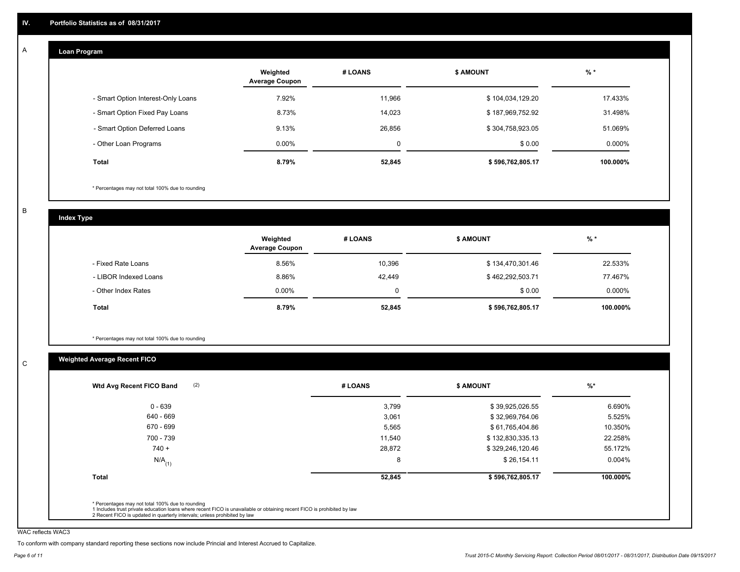## IV. Portfolio Statistics as of 08/31/2017

### A Loan Program

| | Weighted Average Coupon | # LOANS | $ AMOUNT | % * |
|---|---|---|---|---|
| - Smart Option Interest-Only Loans | 7.92% | 11,966 | $ 104,034,129.20 | 17.433% |
| - Smart Option Fixed Pay Loans | 8.73% | 14,023 | $ 187,969,752.92 | 31.498% |
| - Smart Option Deferred Loans | 9.13% | 26,856 | $ 304,758,923.05 | 51.069% |
| - Other Loan Programs | 0.00% | 0 | $ 0.00 | 0.000% |
| **Total** | **8.79%** | **52,845** | **$ 596,762,805.17** | **100.000%** |

\* Percentages may not total 100% due to rounding

### B Index Type

| | Weighted Average Coupon | # LOANS | $ AMOUNT | % * |
|---|---|---|---|---|
| - Fixed Rate Loans | 8.56% | 10,396 | $ 134,470,301.46 | 22.533% |
| - LIBOR Indexed Loans | 8.86% | 42,449 | $ 462,292,503.71 | 77.467% |
| - Other Index Rates | 0.00% | 0 | $ 0.00 | 0.000% |
| **Total** | **8.79%** | **52,845** | **$ 596,762,805.17** | **100.000%** |

\* Percentages may not total 100% due to rounding

### C Weighted Average Recent FICO

| Wtd Avg Recent FICO Band (2) | # LOANS | $ AMOUNT | %* |
|---|---|---|---|
| 0 - 639 | 3,799 | $ 39,925,026.55 | 6.690% |
| 640 - 669 | 3,061 | $ 32,969,764.06 | 5.525% |
| 670 - 699 | 5,565 | $ 61,765,404.86 | 10.350% |
| 700 - 739 | 11,540 | $ 132,830,335.13 | 22.258% |
| 740 + | 28,872 | $ 329,246,120.46 | 55.172% |
| N/A (1) | 8 | $ 26,154.11 | 0.004% |
| **Total** | **52,845** | **$ 596,762,805.17** | **100.000%** |

\* Percentages may not total 100% due to rounding
1 Includes trust private education loans where recent FICO is unavailable or obtaining recent FICO is prohibited by law
2 Recent FICO is updated in quarterly intervals; unless prohibited by law

WAC reflects WAC3

To conform with company standard reporting these sections now include Princial and Interest Accrued to Capitalize.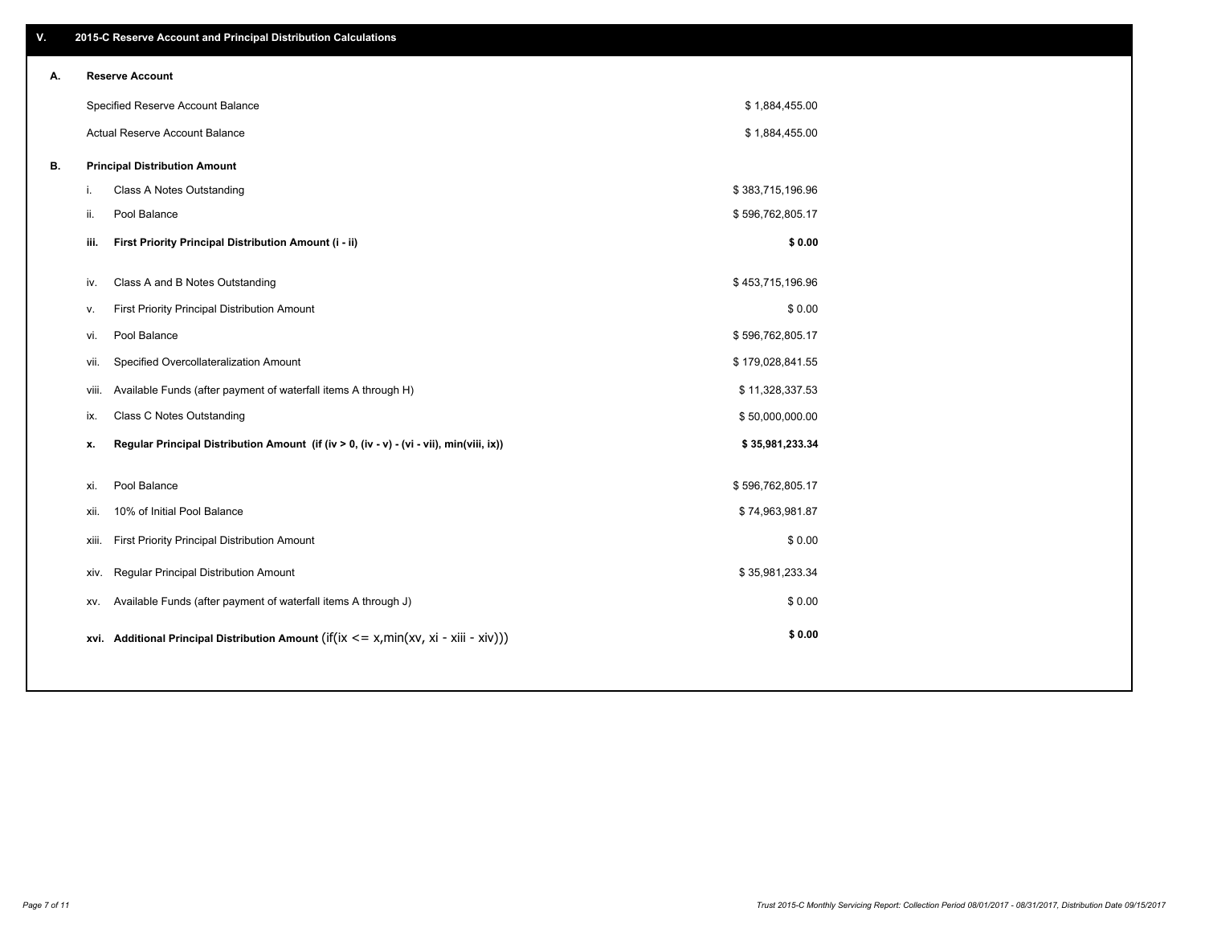## V. 2015-C Reserve Account and Principal Distribution Calculations

### A. Reserve Account

| | |
|---|---|
| Specified Reserve Account Balance | $ 1,884,455.00 |
| Actual Reserve Account Balance | $ 1,884,455.00 |

### B. Principal Distribution Amount

| | | |
|---|---|---|
| i. | Class A Notes Outstanding | $ 383,715,196.96 |
| ii. | Pool Balance | $ 596,762,805.17 |
| **iii.** | **First Priority Principal Distribution Amount (i - ii)** | **$ 0.00** |
| iv. | Class A and B Notes Outstanding | $ 453,715,196.96 |
| v. | First Priority Principal Distribution Amount | $ 0.00 |
| vi. | Pool Balance | $ 596,762,805.17 |
| vii. | Specified Overcollateralization Amount | $ 179,028,841.55 |
| viii. | Available Funds (after payment of waterfall items A through H) | $ 11,328,337.53 |
| ix. | Class C Notes Outstanding | $ 50,000,000.00 |
| **x.** | **Regular Principal Distribution Amount (if (iv > 0, (iv - v) - (vi - vii), min(viii, ix))** | **$ 35,981,233.34** |
| xi. | Pool Balance | $ 596,762,805.17 |
| xii. | 10% of Initial Pool Balance | $ 74,963,981.87 |
| xiii. | First Priority Principal Distribution Amount | $ 0.00 |
| xiv. | Regular Principal Distribution Amount | $ 35,981,233.34 |
| xv. | Available Funds (after payment of waterfall items A through J) | $ 0.00 |
| **xvi.** | **Additional Principal Distribution Amount** (if(ix <= x,min(xv, xi - xiii - xiv))) | **$ 0.00** |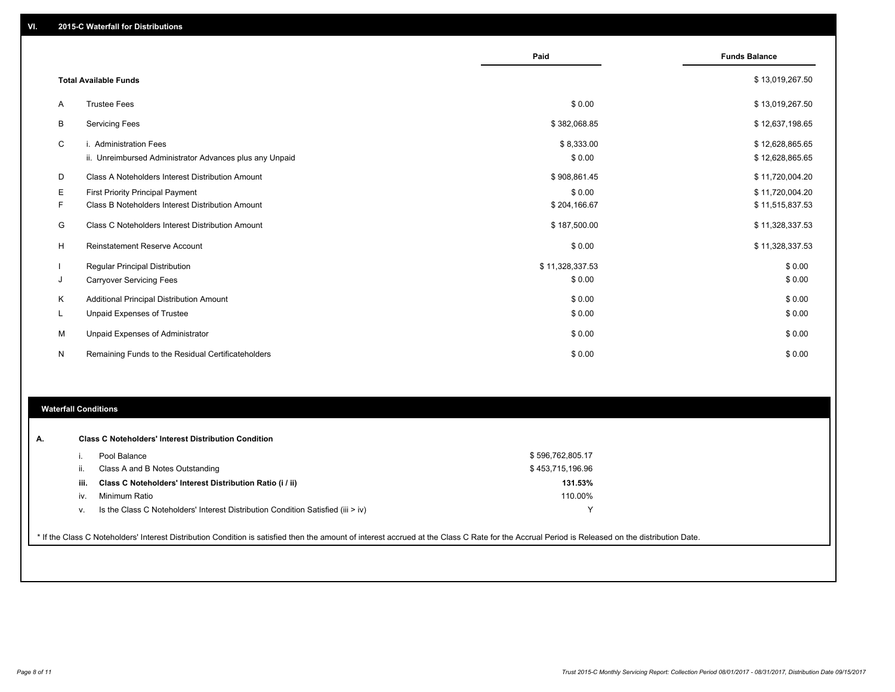## VI. 2015-C Waterfall for Distributions

| | | Paid | Funds Balance |
|---|---|---|---|
| | **Total Available Funds** | | $ 13,019,267.50 |
| A | Trustee Fees | $ 0.00 | $ 13,019,267.50 |
| B | Servicing Fees | $ 382,068.85 | $ 12,637,198.65 |
| C | i. Administration Fees | $ 8,333.00 | $ 12,628,865.65 |
| | ii. Unreimbursed Administrator Advances plus any Unpaid | $ 0.00 | $ 12,628,865.65 |
| D | Class A Noteholders Interest Distribution Amount | $ 908,861.45 | $ 11,720,004.20 |
| E | First Priority Principal Payment | $ 0.00 | $ 11,720,004.20 |
| F | Class B Noteholders Interest Distribution Amount | $ 204,166.67 | $ 11,515,837.53 |
| G | Class C Noteholders Interest Distribution Amount | $ 187,500.00 | $ 11,328,337.53 |
| H | Reinstatement Reserve Account | $ 0.00 | $ 11,328,337.53 |
| I | Regular Principal Distribution | $ 11,328,337.53 | $ 0.00 |
| J | Carryover Servicing Fees | $ 0.00 | $ 0.00 |
| K | Additional Principal Distribution Amount | $ 0.00 | $ 0.00 |
| L | Unpaid Expenses of Trustee | $ 0.00 | $ 0.00 |
| M | Unpaid Expenses of Administrator | $ 0.00 | $ 0.00 |
| N | Remaining Funds to the Residual Certificateholders | $ 0.00 | $ 0.00 |

### Waterfall Conditions

**A. Class C Noteholders' Interest Distribution Condition**

| | | |
|---|---|---|
| i. | Pool Balance | $ 596,762,805.17 |
| ii. | Class A and B Notes Outstanding | $ 453,715,196.96 |
| **iii.** | **Class C Noteholders' Interest Distribution Ratio (i / ii)** | **131.53%** |
| iv. | Minimum Ratio | 110.00% |
| v. | Is the Class C Noteholders' Interest Distribution Condition Satisfied (iii > iv) | Y |

* If the Class C Noteholders' Interest Distribution Condition is satisfied then the amount of interest accrued at the Class C Rate for the Accrual Period is Released on the distribution Date.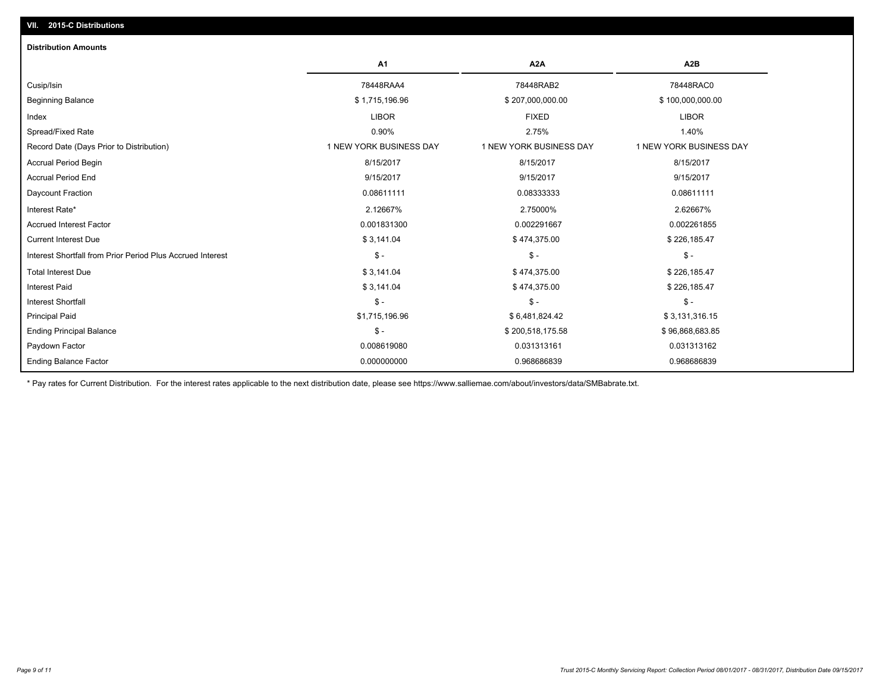## VII. 2015-C Distributions

### Distribution Amounts

| | A1 | A2A | A2B |
|---|---|---|---|
| Cusip/Isin | 78448RAA4 | 78448RAB2 | 78448RAC0 |
| Beginning Balance | $ 1,715,196.96 | $ 207,000,000.00 | $ 100,000,000.00 |
| Index | LIBOR | FIXED | LIBOR |
| Spread/Fixed Rate | 0.90% | 2.75% | 1.40% |
| Record Date (Days Prior to Distribution) | 1 NEW YORK BUSINESS DAY | 1 NEW YORK BUSINESS DAY | 1 NEW YORK BUSINESS DAY |
| Accrual Period Begin | 8/15/2017 | 8/15/2017 | 8/15/2017 |
| Accrual Period End | 9/15/2017 | 9/15/2017 | 9/15/2017 |
| Daycount Fraction | 0.08611111 | 0.08333333 | 0.08611111 |
| Interest Rate* | 2.12667% | 2.75000% | 2.62667% |
| Accrued Interest Factor | 0.001831300 | 0.002291667 | 0.002261855 |
| Current Interest Due | $ 3,141.04 | $ 474,375.00 | $ 226,185.47 |
| Interest Shortfall from Prior Period Plus Accrued Interest | $ - | $ - | $ - |
| Total Interest Due | $ 3,141.04 | $ 474,375.00 | $ 226,185.47 |
| Interest Paid | $ 3,141.04 | $ 474,375.00 | $ 226,185.47 |
| Interest Shortfall | $ - | $ - | $ - |
| Principal Paid | $1,715,196.96 | $ 6,481,824.42 | $ 3,131,316.15 |
| Ending Principal Balance | $ - | $ 200,518,175.58 | $ 96,868,683.85 |
| Paydown Factor | 0.008619080 | 0.031313161 | 0.031313162 |
| Ending Balance Factor | 0.000000000 | 0.968686839 | 0.968686839 |

\* Pay rates for Current Distribution. For the interest rates applicable to the next distribution date, please see https://www.salliemae.com/about/investors/data/SMBabrate.txt.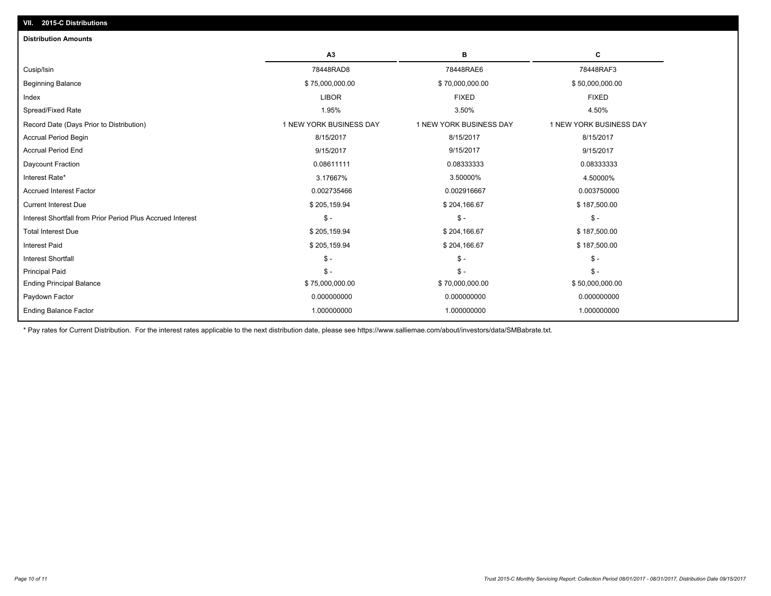## VII. 2015-C Distributions

### Distribution Amounts

| | A3 | B | C |
|---|---|---|---|
| Cusip/Isin | 78448RAD8 | 78448RAE6 | 78448RAF3 |
| Beginning Balance | $ 75,000,000.00 | $ 70,000,000.00 | $ 50,000,000.00 |
| Index | LIBOR | FIXED | FIXED |
| Spread/Fixed Rate | 1.95% | 3.50% | 4.50% |
| Record Date (Days Prior to Distribution) | 1 NEW YORK BUSINESS DAY | 1 NEW YORK BUSINESS DAY | 1 NEW YORK BUSINESS DAY |
| Accrual Period Begin | 8/15/2017 | 8/15/2017 | 8/15/2017 |
| Accrual Period End | 9/15/2017 | 9/15/2017 | 9/15/2017 |
| Daycount Fraction | 0.08611111 | 0.08333333 | 0.08333333 |
| Interest Rate* | 3.17667% | 3.50000% | 4.50000% |
| Accrued Interest Factor | 0.002735466 | 0.002916667 | 0.003750000 |
| Current Interest Due | $ 205,159.94 | $ 204,166.67 | $ 187,500.00 |
| Interest Shortfall from Prior Period Plus Accrued Interest | $ - | $ - | $ - |
| Total Interest Due | $ 205,159.94 | $ 204,166.67 | $ 187,500.00 |
| Interest Paid | $ 205,159.94 | $ 204,166.67 | $ 187,500.00 |
| Interest Shortfall | $ - | $ - | $ - |
| Principal Paid | $ - | $ - | $ - |
| Ending Principal Balance | $ 75,000,000.00 | $ 70,000,000.00 | $ 50,000,000.00 |
| Paydown Factor | 0.000000000 | 0.000000000 | 0.000000000 |
| Ending Balance Factor | 1.000000000 | 1.000000000 | 1.000000000 |

* Pay rates for Current Distribution. For the interest rates applicable to the next distribution date, please see https://www.salliemae.com/about/investors/data/SMBabrate.txt.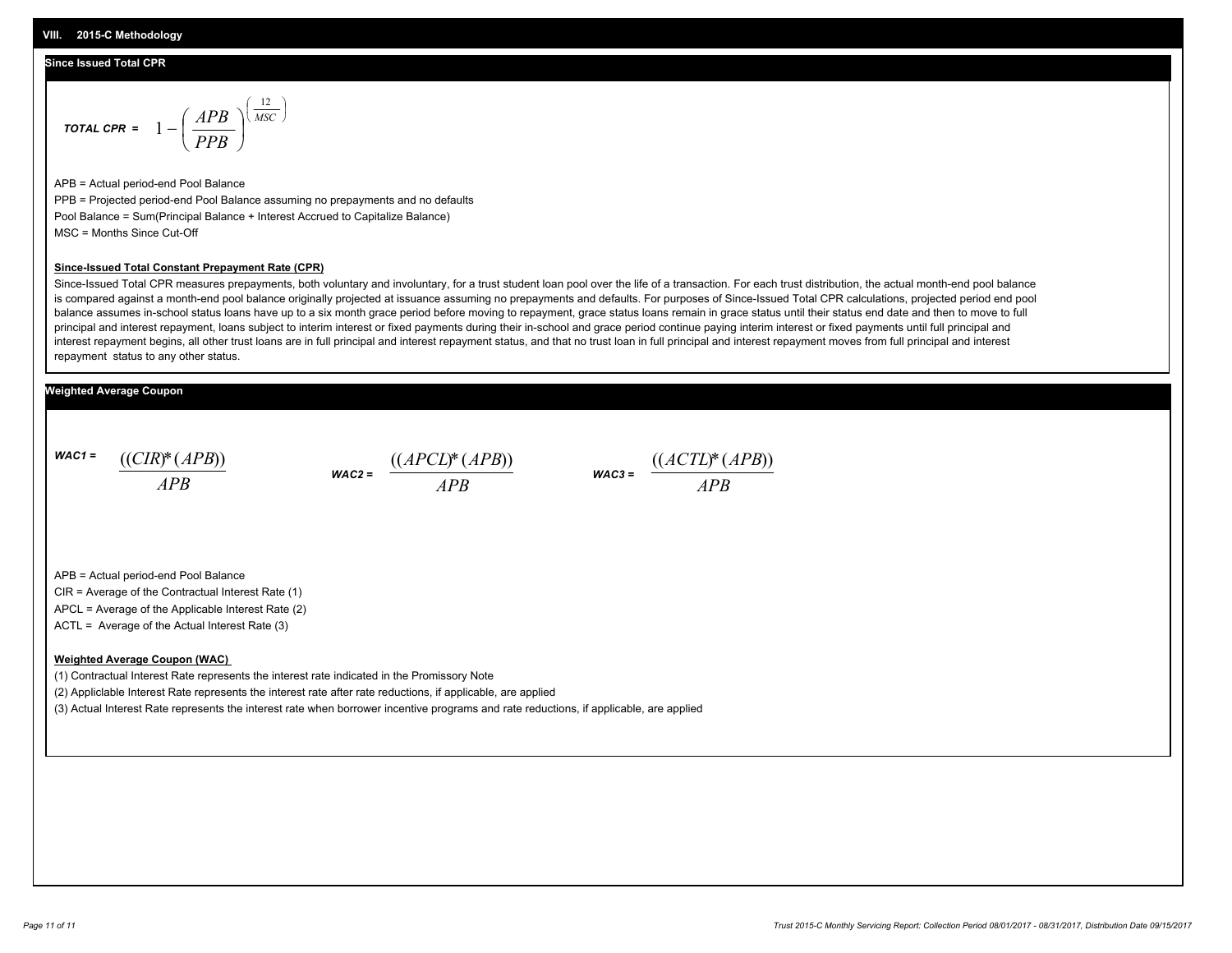## VIII. 2015-C Methodology

### Since Issued Total CPR

$$\textbf{TOTAL CPR} = 1 - \left(\frac{APB}{PPB}\right)^{\left(\frac{12}{MSC}\right)}$$

APB = Actual period-end Pool Balance

PPB = Projected period-end Pool Balance assuming no prepayments and no defaults

Pool Balance = Sum(Principal Balance + Interest Accrued to Capitalize Balance)

MSC = Months Since Cut-Off

**Since-Issued Total Constant Prepayment Rate (CPR)**

Since-Issued Total CPR measures prepayments, both voluntary and involuntary, for a trust student loan pool over the life of a transaction. For each trust distribution, the actual month-end pool balance is compared against a month-end pool balance originally projected at issuance assuming no prepayments and defaults. For purposes of Since-Issued Total CPR calculations, projected period end pool balance assumes in-school status loans have up to a six month grace period before moving to repayment, grace status loans remain in grace status until their status end date and then to move to full principal and interest repayment, loans subject to interim interest or fixed payments during their in-school and grace period continue paying interim interest or fixed payments until full principal and interest repayment begins, all other trust loans are in full principal and interest repayment status, and that no trust loan in full principal and interest repayment moves from full principal and interest repayment status to any other status.

### Weighted Average Coupon

$$\textbf{WAC1} = \frac{((CIR)*(APB))}{APB} \qquad \textbf{WAC2} = \frac{((APCL)*(APB))}{APB} \qquad \textbf{WAC3} = \frac{((ACTL)*(APB))}{APB}$$

APB = Actual period-end Pool Balance

CIR = Average of the Contractual Interest Rate (1)

APCL = Average of the Applicable Interest Rate (2)

ACTL = Average of the Actual Interest Rate (3)

**Weighted Average Coupon (WAC)**

(1) Contractual Interest Rate represents the interest rate indicated in the Promissory Note

(2) Appliclable Interest Rate represents the interest rate after rate reductions, if applicable, are applied

(3) Actual Interest Rate represents the interest rate when borrower incentive programs and rate reductions, if applicable, are applied